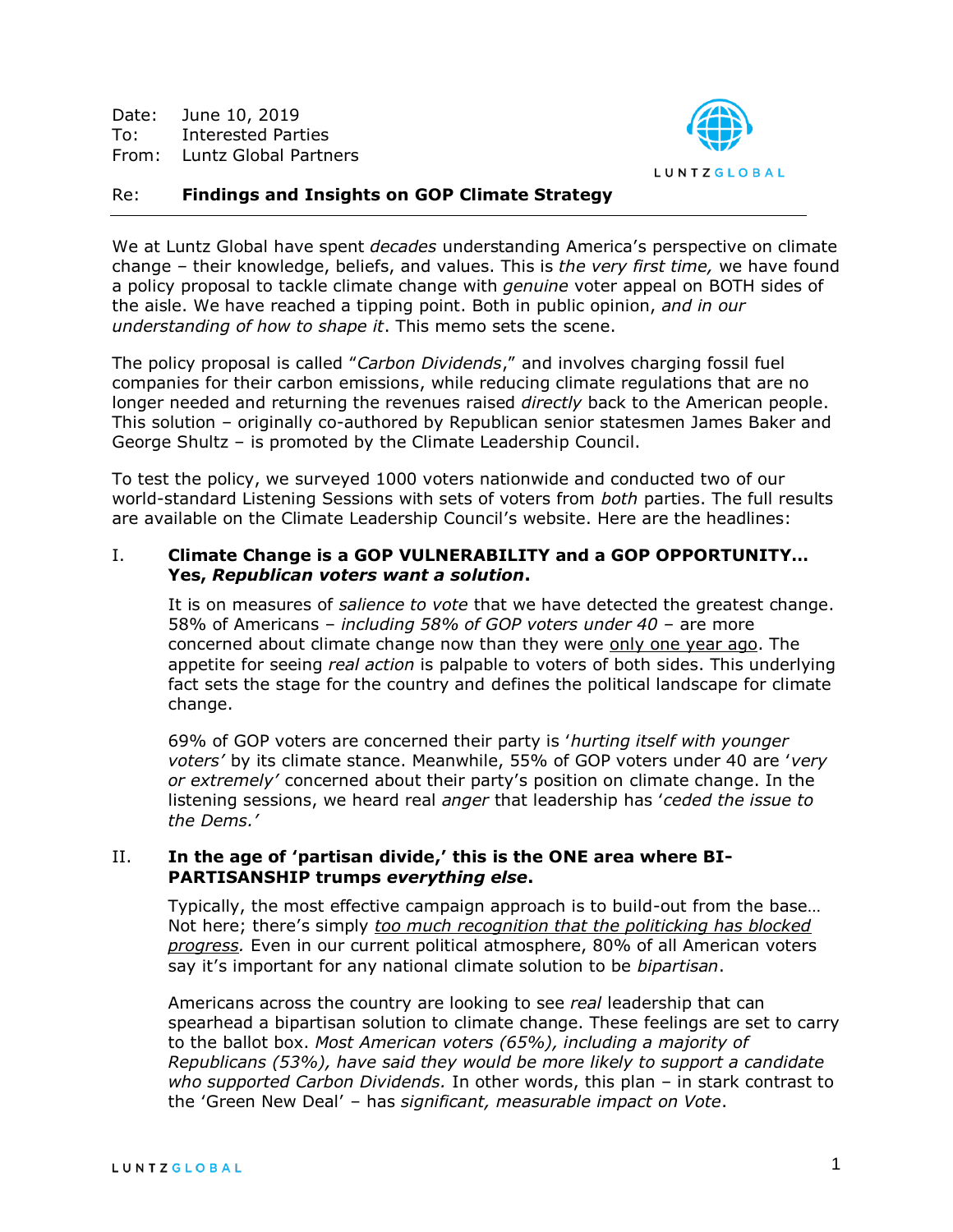Date: June 10, 2019
To: Interested Parties
From: Luntz Global Partners

Re: **Findings and Insights on GOP Climate Strategy**

---

We at Luntz Global have spent *decades* understanding America's perspective on climate change – their knowledge, beliefs, and values. This is *the very first time,* we have found a policy proposal to tackle climate change with *genuine* voter appeal on BOTH sides of the aisle. We have reached a tipping point. Both in public opinion, *and in our understanding of how to shape it*. This memo sets the scene.

The policy proposal is called "*Carbon Dividends*," and involves charging fossil fuel companies for their carbon emissions, while reducing climate regulations that are no longer needed and returning the revenues raised *directly* back to the American people. This solution – originally co-authored by Republican senior statesmen James Baker and George Shultz – is promoted by the Climate Leadership Council.

To test the policy, we surveyed 1000 voters nationwide and conducted two of our world-standard Listening Sessions with sets of voters from *both* parties. The full results are available on the Climate Leadership Council's website. Here are the headlines:

I. **Climate Change is a GOP VULNERABILITY and a GOP OPPORTUNITY… Yes, *Republican voters want a solution*.**

It is on measures of *salience to vote* that we have detected the greatest change. 58% of Americans – *including 58% of GOP voters under 40* – are more concerned about climate change now than they were <u>only one year ago</u>. The appetite for seeing *real action* is palpable to voters of both sides. This underlying fact sets the stage for the country and defines the political landscape for climate change.

69% of GOP voters are concerned their party is '*hurting itself with younger voters'* by its climate stance. Meanwhile, 55% of GOP voters under 40 are '*very or extremely'* concerned about their party's position on climate change. In the listening sessions, we heard real *anger* that leadership has '*ceded the issue to the Dems.'*

II. **In the age of 'partisan divide,' this is the ONE area where BI-PARTISANSHIP trumps *everything else*.**

Typically, the most effective campaign approach is to build-out from the base… Not here; there's simply <u>*too much recognition that the politicking has blocked progress.*</u> Even in our current political atmosphere, 80% of all American voters say it's important for any national climate solution to be *bipartisan*.

Americans across the country are looking to see *real* leadership that can spearhead a bipartisan solution to climate change. These feelings are set to carry to the ballot box. *Most American voters (65%), including a majority of Republicans (53%), have said they would be more likely to support a candidate who supported Carbon Dividends.* In other words, this plan – in stark contrast to the 'Green New Deal' – has *significant, measurable impact on Vote*.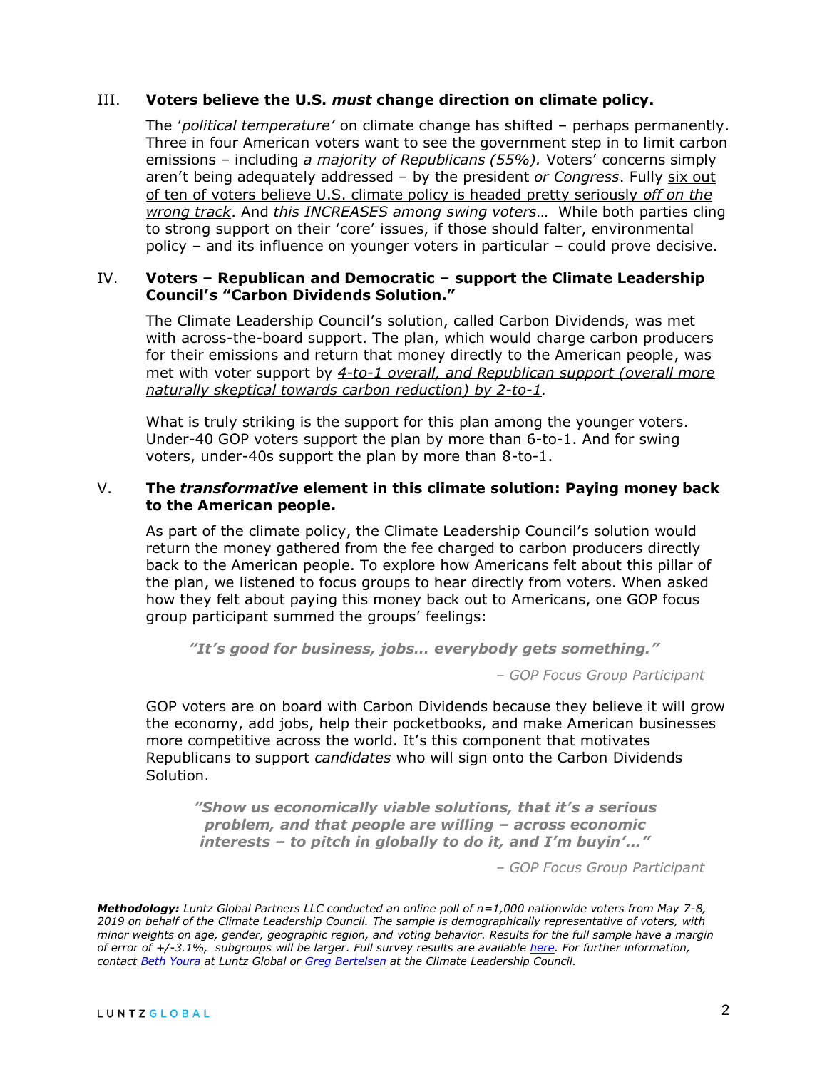## III. **Voters believe the U.S. *must* change direction on climate policy.**

The '*political temperature'* on climate change has shifted – perhaps permanently. Three in four American voters want to see the government step in to limit carbon emissions – including *a majority of Republicans (55%).* Voters' concerns simply aren't being adequately addressed – by the president *or Congress*. Fully <u>six out of ten of voters believe U.S. climate policy is headed pretty seriously *off on the wrong track*</u>. And *this INCREASES among swing voters…* While both parties cling to strong support on their 'core' issues, if those should falter, environmental policy – and its influence on younger voters in particular – could prove decisive.

## IV. **Voters – Republican and Democratic – support the Climate Leadership Council's "Carbon Dividends Solution."**

The Climate Leadership Council's solution, called Carbon Dividends, was met with across-the-board support. The plan, which would charge carbon producers for their emissions and return that money directly to the American people, was met with voter support by *<u>4-to-1 overall, and Republican support (overall more naturally skeptical towards carbon reduction) by 2-to-1</u>.*

What is truly striking is the support for this plan among the younger voters. Under-40 GOP voters support the plan by more than 6-to-1. And for swing voters, under-40s support the plan by more than 8-to-1.

## V. **The *transformative* element in this climate solution: Paying money back to the American people.**

As part of the climate policy, the Climate Leadership Council's solution would return the money gathered from the fee charged to carbon producers directly back to the American people. To explore how Americans felt about this pillar of the plan, we listened to focus groups to hear directly from voters. When asked how they felt about paying this money back out to Americans, one GOP focus group participant summed the groups' feelings:

> ***"It's good for business, jobs… everybody gets something."***
>
> *– GOP Focus Group Participant*

GOP voters are on board with Carbon Dividends because they believe it will grow the economy, add jobs, help their pocketbooks, and make American businesses more competitive across the world. It's this component that motivates Republicans to support *candidates* who will sign onto the Carbon Dividends Solution.

> ***"Show us economically viable solutions, that it's a serious problem, and that people are willing – across economic interests – to pitch in globally to do it, and I'm buyin'…"***
>
> *– GOP Focus Group Participant*

***Methodology:*** *Luntz Global Partners LLC conducted an online poll of n=1,000 nationwide voters from May 7-8, 2019 on behalf of the Climate Leadership Council. The sample is demographically representative of voters, with minor weights on age, gender, geographic region, and voting behavior. Results for the full sample have a margin of error of +/-3.1%, subgroups will be larger. Full survey results are available here. For further information, contact Beth Youra at Luntz Global or Greg Bertelsen at the Climate Leadership Council.*